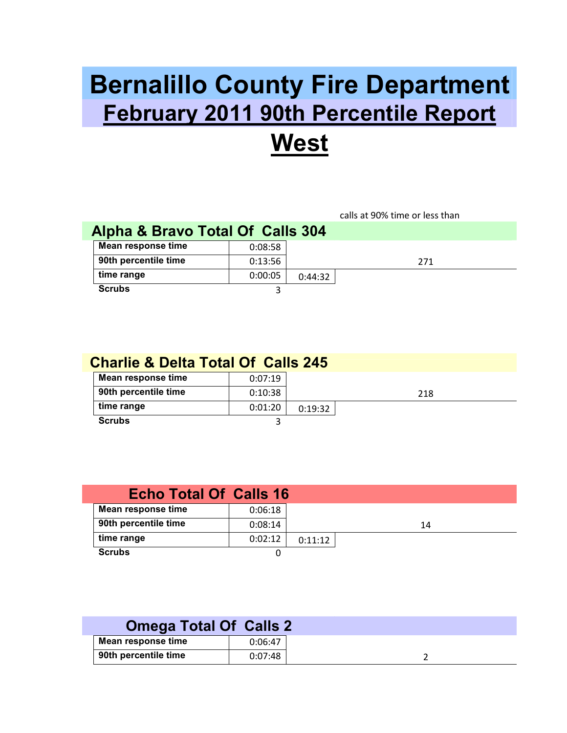# Bernalillo County Fire Department

## February 2011 90th Percentile Report

## West

calls at 90% time or less than

### Alpha & Bravo Total Of Calls 304

| | | | |
|---|---|---|---|
| **Mean response time** | 0:08:58 | | |
| **90th percentile time** | 0:13:56 | | 271 |
| **time range** | 0:00:05 | 0:44:32 | |
| **Scrubs** | 3 | | |

### Charlie & Delta Total Of Calls 245

| | | | |
|---|---|---|---|
| **Mean response time** | 0:07:19 | | |
| **90th percentile time** | 0:10:38 | | 218 |
| **time range** | 0:01:20 | 0:19:32 | |
| **Scrubs** | 3 | | |

### Echo Total Of Calls 16

| | | | |
|---|---|---|---|
| **Mean response time** | 0:06:18 | | |
| **90th percentile time** | 0:08:14 | | 14 |
| **time range** | 0:02:12 | 0:11:12 | |
| **Scrubs** | 0 | | |

### Omega Total Of Calls 2

| | | |
|---|---|---|
| **Mean response time** | 0:06:47 | |
| **90th percentile time** | 0:07:48 | 2 |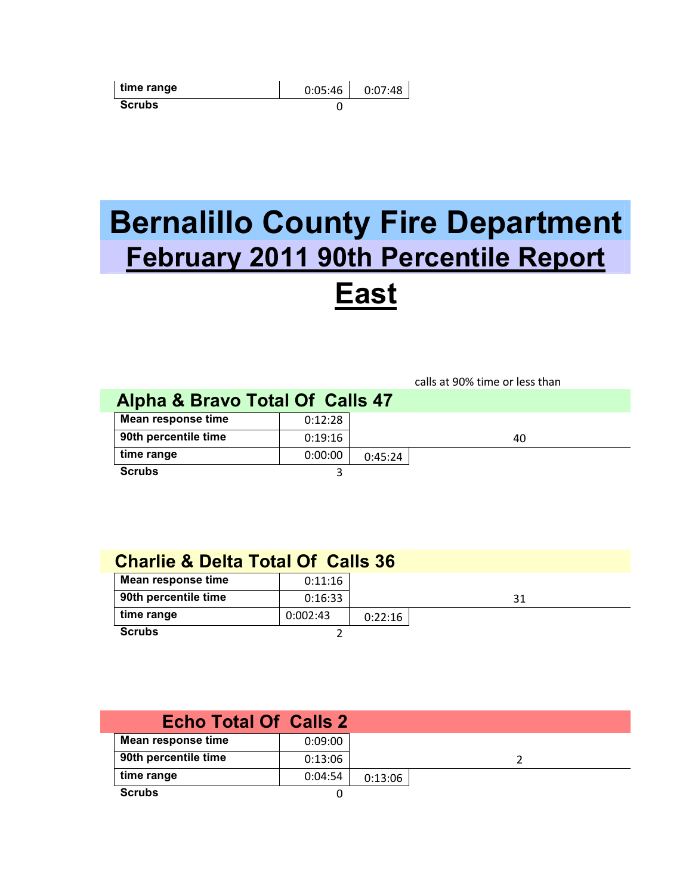| time range | 0:05:46 | 0:07:48 |
|---|---|---|
| Scrubs | 0 | |

# Bernalillo County Fire Department

## February 2011 90th Percentile Report

## East

calls at 90% time or less than

### Alpha & Bravo Total Of Calls 47

| | | | calls at 90% time or less than |
|---|---|---|---|
| Mean response time | 0:12:28 | | |
| 90th percentile time | 0:19:16 | | 40 |
| time range | 0:00:00 | 0:45:24 | |
| Scrubs | 3 | | |

### Charlie & Delta Total Of Calls 36

| | | | calls at 90% time or less than |
|---|---|---|---|
| Mean response time | 0:11:16 | | |
| 90th percentile time | 0:16:33 | | 31 |
| time range | 0:002:43 | 0:22:16 | |
| Scrubs | 2 | | |

### Echo Total Of Calls 2

| | | | calls at 90% time or less than |
|---|---|---|---|
| Mean response time | 0:09:00 | | |
| 90th percentile time | 0:13:06 | | 2 |
| time range | 0:04:54 | 0:13:06 | |
| Scrubs | 0 | | |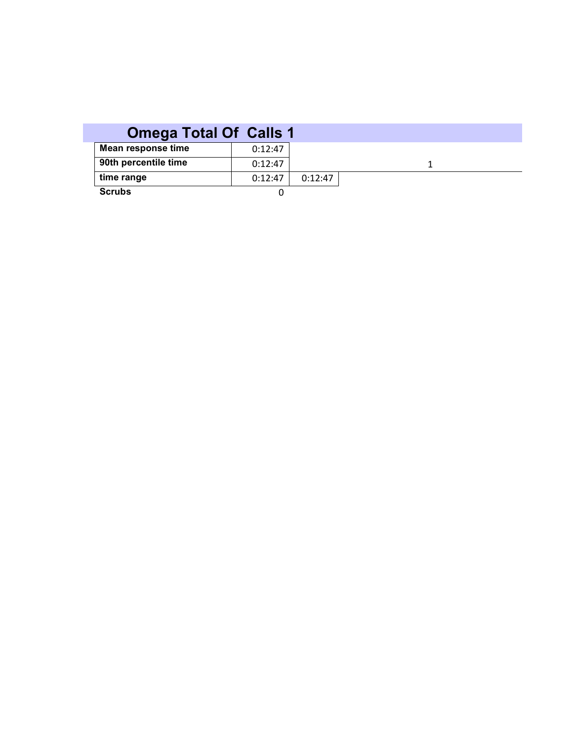## Omega Total Of  Calls 1

| | | | |
|---|---|---|---|
| **Mean response time** | 0:12:47 | | |
| **90th percentile time** | 0:12:47 | | 1 |
| **time range** | 0:12:47 | 0:12:47 | |
| **Scrubs** | 0 | | |